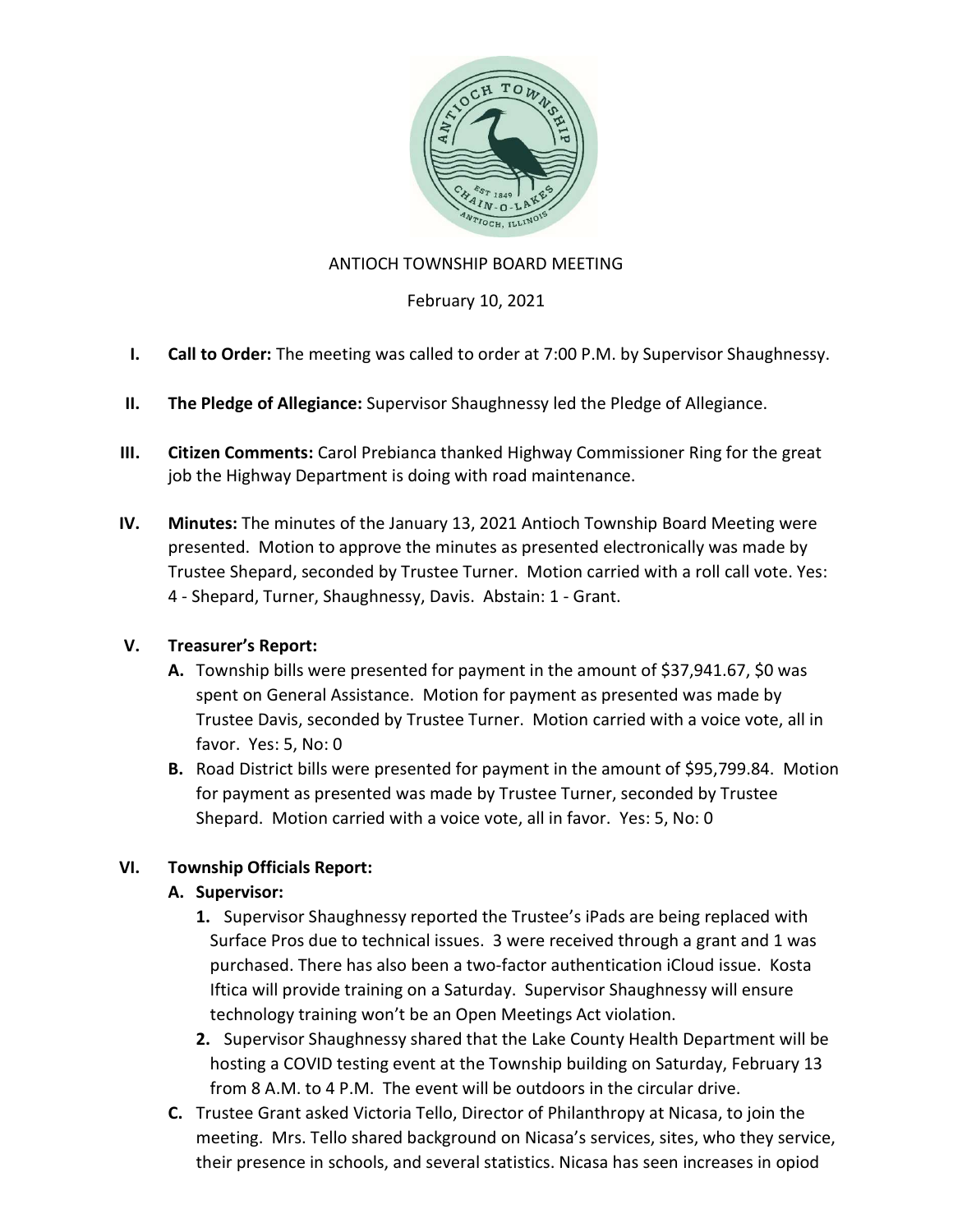ANTIOCH TOWNSHIP BOARD MEETING

February 10, 2021

I. **Call to Order:** The meeting was called to order at 7:00 P.M. by Supervisor Shaughnessy.

II. **The Pledge of Allegiance:** Supervisor Shaughnessy led the Pledge of Allegiance.

III. **Citizen Comments:** Carol Prebianca thanked Highway Commissioner Ring for the great job the Highway Department is doing with road maintenance.

IV. **Minutes:** The minutes of the January 13, 2021 Antioch Township Board Meeting were presented. Motion to approve the minutes as presented electronically was made by Trustee Shepard, seconded by Trustee Turner. Motion carried with a roll call vote. Yes: 4 - Shepard, Turner, Shaughnessy, Davis. Abstain: 1 - Grant.

V. **Treasurer's Report:**
   - **A.** Township bills were presented for payment in the amount of $37,941.67, $0 was spent on General Assistance. Motion for payment as presented was made by Trustee Davis, seconded by Trustee Turner. Motion carried with a voice vote, all in favor. Yes: 5, No: 0
   - **B.** Road District bills were presented for payment in the amount of $95,799.84. Motion for payment as presented was made by Trustee Turner, seconded by Trustee Shepard. Motion carried with a voice vote, all in favor. Yes: 5, No: 0

VI. **Township Officials Report:**
   - **A. Supervisor:**
     1. Supervisor Shaughnessy reported the Trustee's iPads are being replaced with Surface Pros due to technical issues. 3 were received through a grant and 1 was purchased. There has also been a two-factor authentication iCloud issue. Kosta Iftica will provide training on a Saturday. Supervisor Shaughnessy will ensure technology training won't be an Open Meetings Act violation.
     2. Supervisor Shaughnessy shared that the Lake County Health Department will be hosting a COVID testing event at the Township building on Saturday, February 13 from 8 A.M. to 4 P.M. The event will be outdoors in the circular drive.
   - **C.** Trustee Grant asked Victoria Tello, Director of Philanthropy at Nicasa, to join the meeting. Mrs. Tello shared background on Nicasa's services, sites, who they service, their presence in schools, and several statistics. Nicasa has seen increases in opiod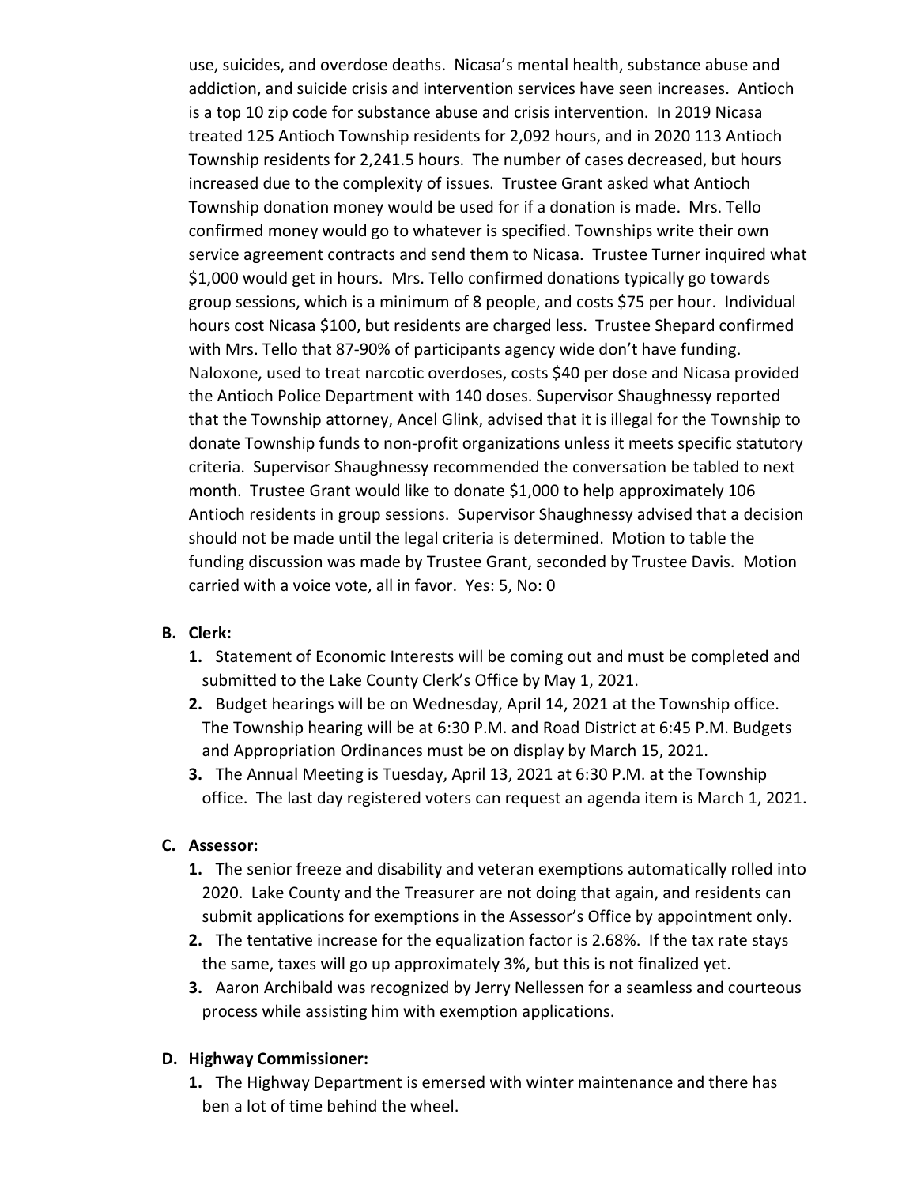use, suicides, and overdose deaths. Nicasa's mental health, substance abuse and addiction, and suicide crisis and intervention services have seen increases. Antioch is a top 10 zip code for substance abuse and crisis intervention. In 2019 Nicasa treated 125 Antioch Township residents for 2,092 hours, and in 2020 113 Antioch Township residents for 2,241.5 hours. The number of cases decreased, but hours increased due to the complexity of issues. Trustee Grant asked what Antioch Township donation money would be used for if a donation is made. Mrs. Tello confirmed money would go to whatever is specified. Townships write their own service agreement contracts and send them to Nicasa. Trustee Turner inquired what $1,000 would get in hours. Mrs. Tello confirmed donations typically go towards group sessions, which is a minimum of 8 people, and costs $75 per hour. Individual hours cost Nicasa $100, but residents are charged less. Trustee Shepard confirmed with Mrs. Tello that 87-90% of participants agency wide don't have funding. Naloxone, used to treat narcotic overdoses, costs $40 per dose and Nicasa provided the Antioch Police Department with 140 doses. Supervisor Shaughnessy reported that the Township attorney, Ancel Glink, advised that it is illegal for the Township to donate Township funds to non-profit organizations unless it meets specific statutory criteria. Supervisor Shaughnessy recommended the conversation be tabled to next month. Trustee Grant would like to donate $1,000 to help approximately 106 Antioch residents in group sessions. Supervisor Shaughnessy advised that a decision should not be made until the legal criteria is determined. Motion to table the funding discussion was made by Trustee Grant, seconded by Trustee Davis. Motion carried with a voice vote, all in favor. Yes: 5, No: 0

**B. Clerk:**

1. Statement of Economic Interests will be coming out and must be completed and submitted to the Lake County Clerk's Office by May 1, 2021.
2. Budget hearings will be on Wednesday, April 14, 2021 at the Township office. The Township hearing will be at 6:30 P.M. and Road District at 6:45 P.M. Budgets and Appropriation Ordinances must be on display by March 15, 2021.
3. The Annual Meeting is Tuesday, April 13, 2021 at 6:30 P.M. at the Township office. The last day registered voters can request an agenda item is March 1, 2021.

**C. Assessor:**

1. The senior freeze and disability and veteran exemptions automatically rolled into 2020. Lake County and the Treasurer are not doing that again, and residents can submit applications for exemptions in the Assessor's Office by appointment only.
2. The tentative increase for the equalization factor is 2.68%. If the tax rate stays the same, taxes will go up approximately 3%, but this is not finalized yet.
3. Aaron Archibald was recognized by Jerry Nellessen for a seamless and courteous process while assisting him with exemption applications.

**D. Highway Commissioner:**

1. The Highway Department is emersed with winter maintenance and there has ben a lot of time behind the wheel.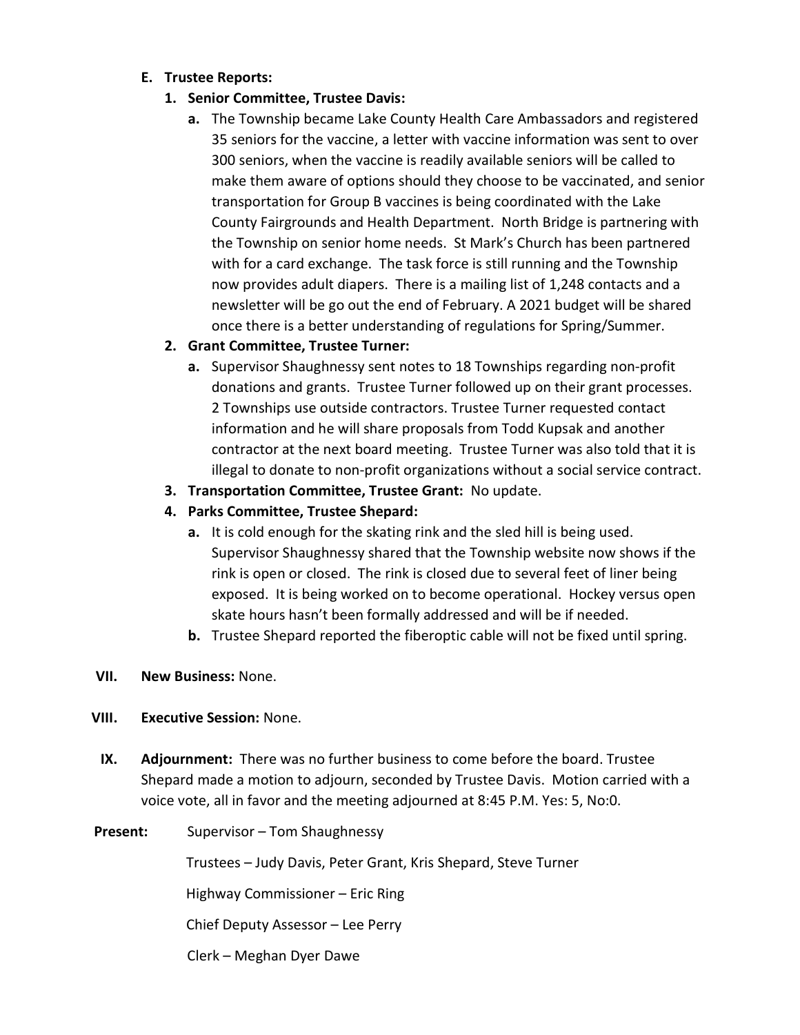**E. Trustee Reports:**

1. **Senior Committee, Trustee Davis:**
   - **a.** The Township became Lake County Health Care Ambassadors and registered 35 seniors for the vaccine, a letter with vaccine information was sent to over 300 seniors, when the vaccine is readily available seniors will be called to make them aware of options should they choose to be vaccinated, and senior transportation for Group B vaccines is being coordinated with the Lake County Fairgrounds and Health Department. North Bridge is partnering with the Township on senior home needs. St Mark's Church has been partnered with for a card exchange. The task force is still running and the Township now provides adult diapers. There is a mailing list of 1,248 contacts and a newsletter will be go out the end of February. A 2021 budget will be shared once there is a better understanding of regulations for Spring/Summer.
2. **Grant Committee, Trustee Turner:**
   - **a.** Supervisor Shaughnessy sent notes to 18 Townships regarding non-profit donations and grants. Trustee Turner followed up on their grant processes. 2 Townships use outside contractors. Trustee Turner requested contact information and he will share proposals from Todd Kupsak and another contractor at the next board meeting. Trustee Turner was also told that it is illegal to donate to non-profit organizations without a social service contract.
3. **Transportation Committee, Trustee Grant:** No update.
4. **Parks Committee, Trustee Shepard:**
   - **a.** It is cold enough for the skating rink and the sled hill is being used. Supervisor Shaughnessy shared that the Township website now shows if the rink is open or closed. The rink is closed due to several feet of liner being exposed. It is being worked on to become operational. Hockey versus open skate hours hasn't been formally addressed and will be if needed.
   - **b.** Trustee Shepard reported the fiberoptic cable will not be fixed until spring.

**VII. New Business:** None.

**VIII. Executive Session:** None.

**IX. Adjournment:** There was no further business to come before the board. Trustee Shepard made a motion to adjourn, seconded by Trustee Davis. Motion carried with a voice vote, all in favor and the meeting adjourned at 8:45 P.M. Yes: 5, No:0.

**Present:** Supervisor – Tom Shaughnessy

Trustees – Judy Davis, Peter Grant, Kris Shepard, Steve Turner

Highway Commissioner – Eric Ring

Chief Deputy Assessor – Lee Perry

Clerk – Meghan Dyer Dawe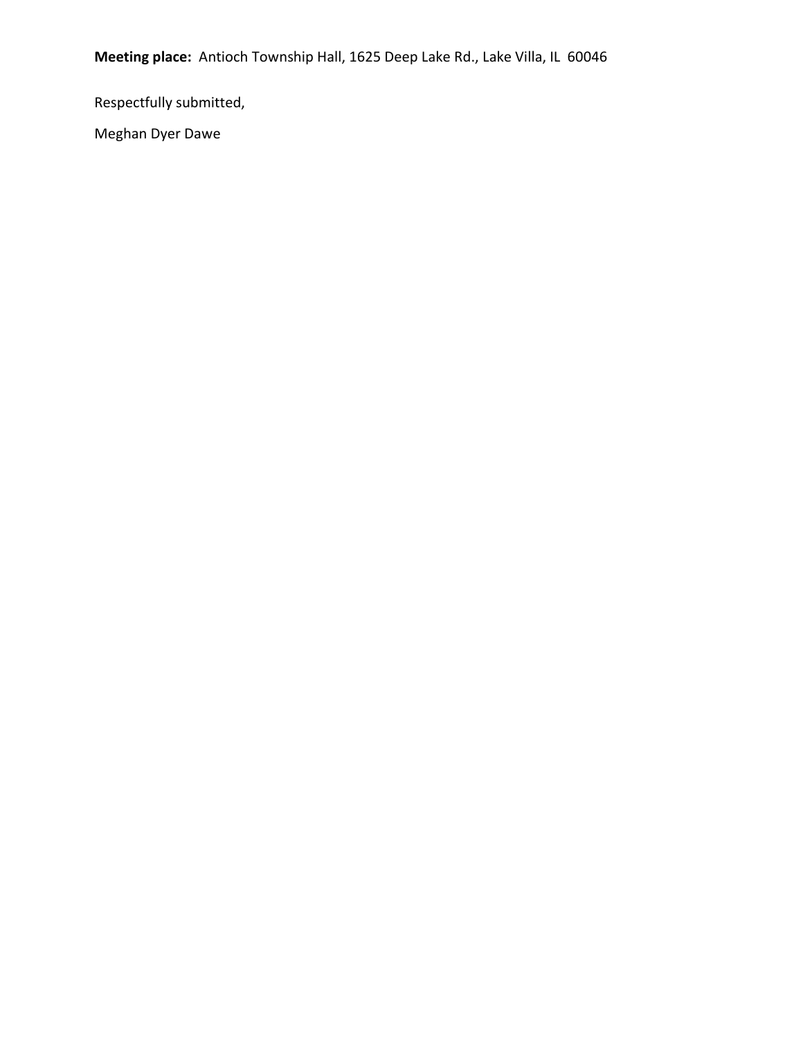**Meeting place:** Antioch Township Hall, 1625 Deep Lake Rd., Lake Villa, IL 60046

Respectfully submitted,

Meghan Dyer Dawe